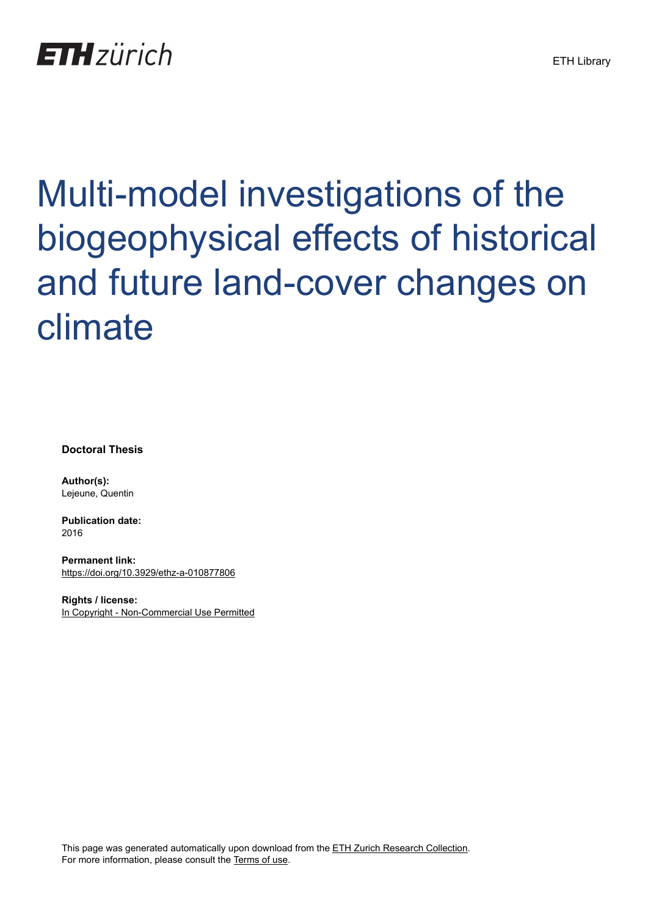ETH zürich

ETH Library

# Multi-model investigations of the biogeophysical effects of historical and future land-cover changes on climate

**Doctoral Thesis**

**Author(s):**
Lejeune, Quentin

**Publication date:**
2016

**Permanent link:**
https://doi.org/10.3929/ethz-a-010877806

**Rights / license:**
In Copyright - Non-Commercial Use Permitted

This page was generated automatically upon download from the ETH Zurich Research Collection.
For more information, please consult the Terms of use.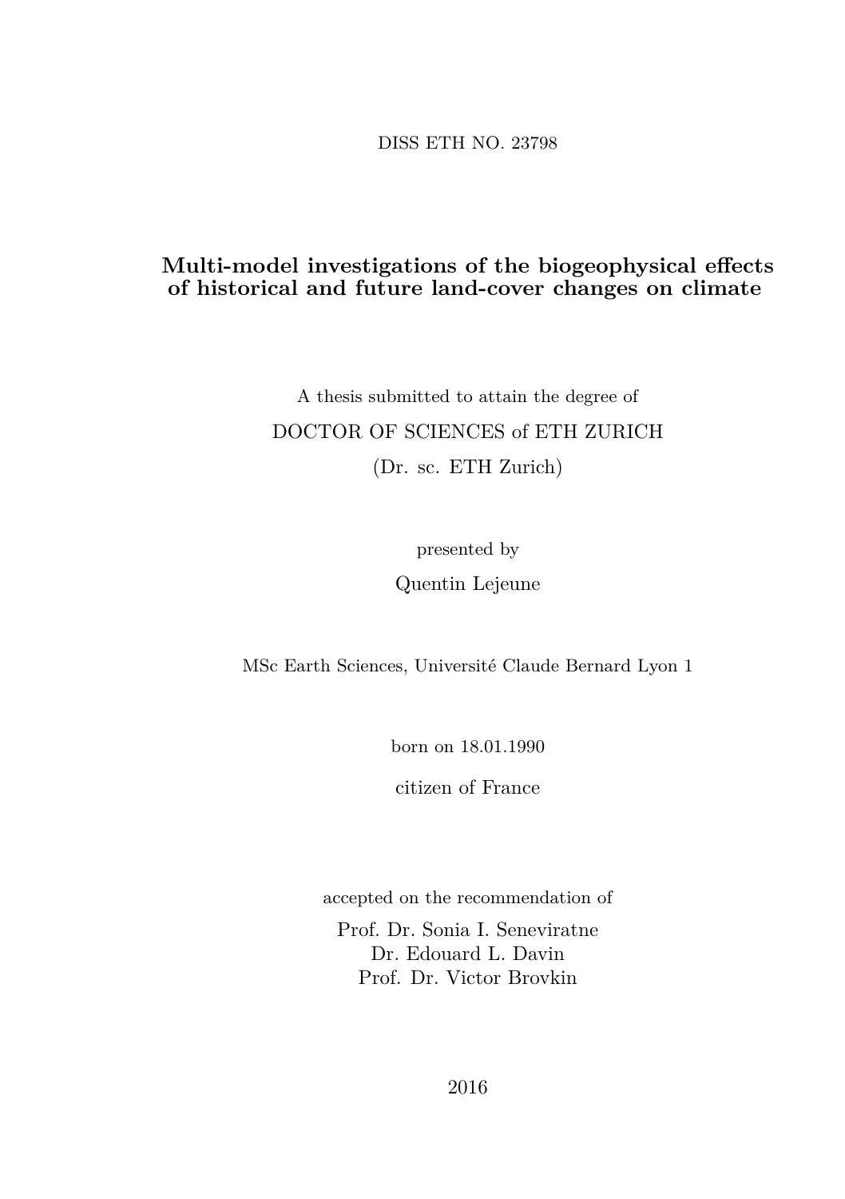DISS ETH NO. 23798

# Multi-model investigations of the biogeophysical effects of historical and future land-cover changes on climate

A thesis submitted to attain the degree of

DOCTOR OF SCIENCES of ETH ZURICH

(Dr. sc. ETH Zurich)

presented by

Quentin Lejeune

MSc Earth Sciences, Université Claude Bernard Lyon 1

born on 18.01.1990

citizen of France

accepted on the recommendation of

Prof. Dr. Sonia I. Seneviratne
Dr. Edouard L. Davin
Prof. Dr. Victor Brovkin

2016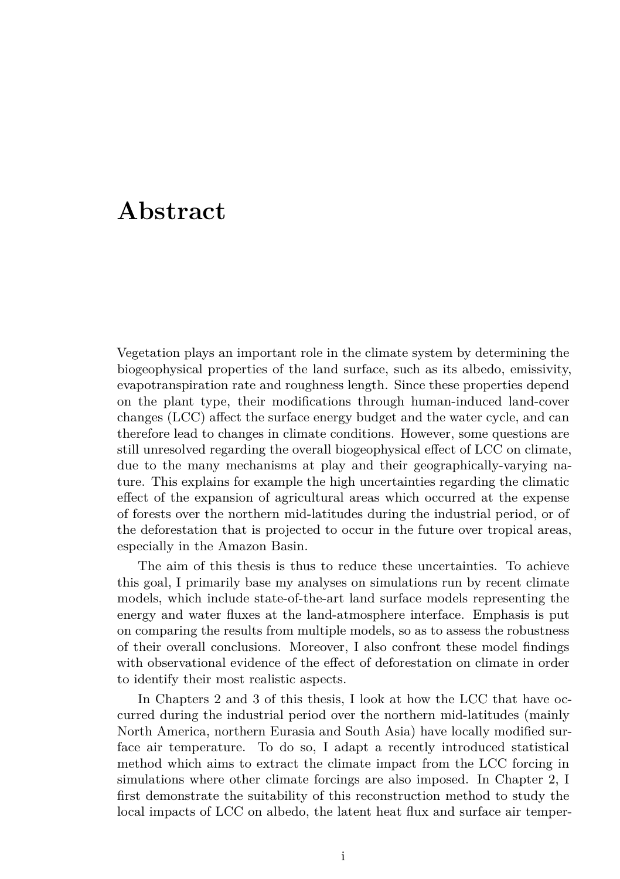# Abstract

Vegetation plays an important role in the climate system by determining the biogeophysical properties of the land surface, such as its albedo, emissivity, evapotranspiration rate and roughness length. Since these properties depend on the plant type, their modifications through human-induced land-cover changes (LCC) affect the surface energy budget and the water cycle, and can therefore lead to changes in climate conditions. However, some questions are still unresolved regarding the overall biogeophysical effect of LCC on climate, due to the many mechanisms at play and their geographically-varying nature. This explains for example the high uncertainties regarding the climatic effect of the expansion of agricultural areas which occurred at the expense of forests over the northern mid-latitudes during the industrial period, or of the deforestation that is projected to occur in the future over tropical areas, especially in the Amazon Basin.

The aim of this thesis is thus to reduce these uncertainties. To achieve this goal, I primarily base my analyses on simulations run by recent climate models, which include state-of-the-art land surface models representing the energy and water fluxes at the land-atmosphere interface. Emphasis is put on comparing the results from multiple models, so as to assess the robustness of their overall conclusions. Moreover, I also confront these model findings with observational evidence of the effect of deforestation on climate in order to identify their most realistic aspects.

In Chapters 2 and 3 of this thesis, I look at how the LCC that have occurred during the industrial period over the northern mid-latitudes (mainly North America, northern Eurasia and South Asia) have locally modified surface air temperature. To do so, I adapt a recently introduced statistical method which aims to extract the climate impact from the LCC forcing in simulations where other climate forcings are also imposed. In Chapter 2, I first demonstrate the suitability of this reconstruction method to study the local impacts of LCC on albedo, the latent heat flux and surface air temper-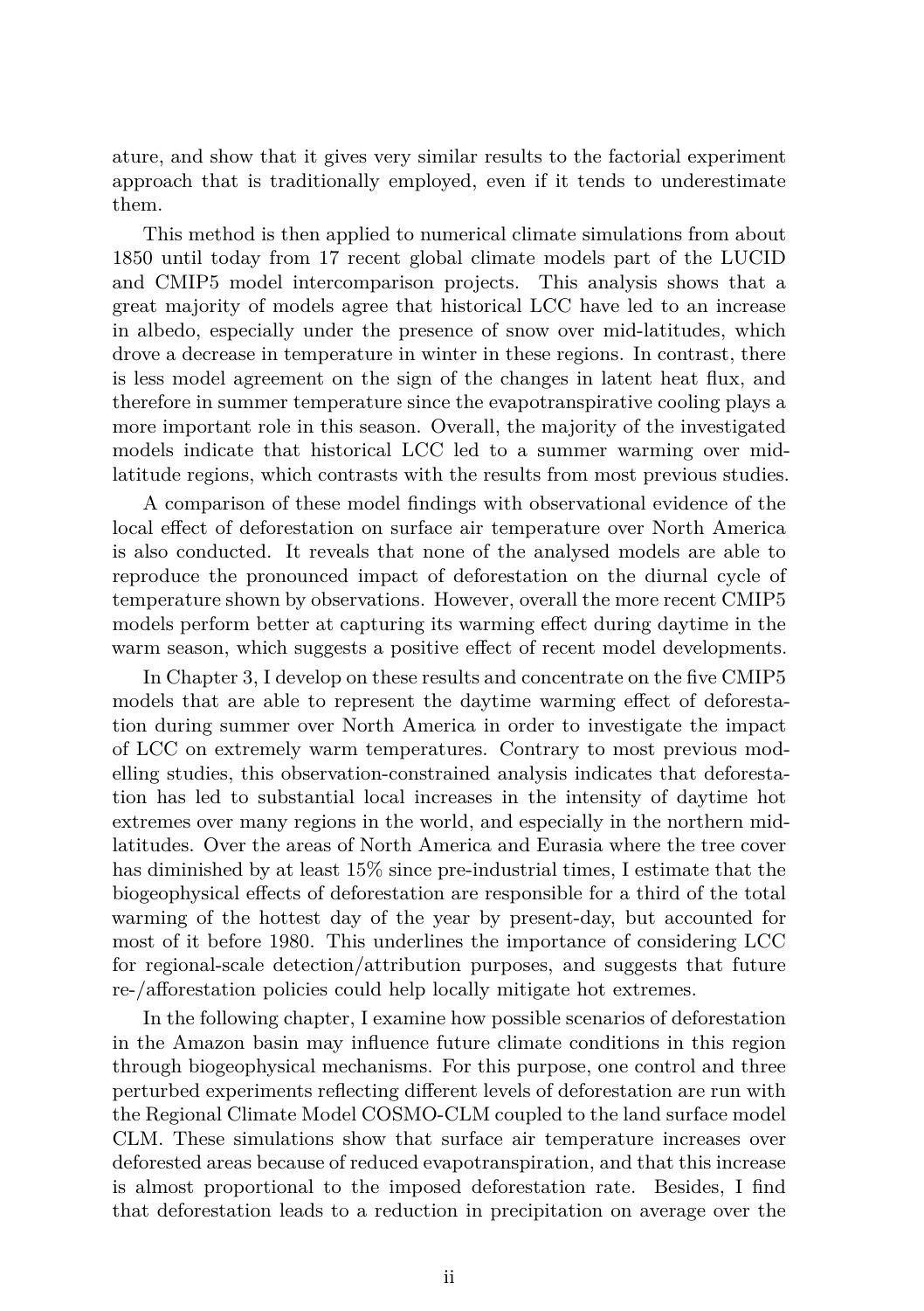ature, and show that it gives very similar results to the factorial experiment approach that is traditionally employed, even if it tends to underestimate them.

This method is then applied to numerical climate simulations from about 1850 until today from 17 recent global climate models part of the LUCID and CMIP5 model intercomparison projects. This analysis shows that a great majority of models agree that historical LCC have led to an increase in albedo, especially under the presence of snow over mid-latitudes, which drove a decrease in temperature in winter in these regions. In contrast, there is less model agreement on the sign of the changes in latent heat flux, and therefore in summer temperature since the evapotranspirative cooling plays a more important role in this season. Overall, the majority of the investigated models indicate that historical LCC led to a summer warming over mid-latitude regions, which contrasts with the results from most previous studies.

A comparison of these model findings with observational evidence of the local effect of deforestation on surface air temperature over North America is also conducted. It reveals that none of the analysed models are able to reproduce the pronounced impact of deforestation on the diurnal cycle of temperature shown by observations. However, overall the more recent CMIP5 models perform better at capturing its warming effect during daytime in the warm season, which suggests a positive effect of recent model developments.

In Chapter 3, I develop on these results and concentrate on the five CMIP5 models that are able to represent the daytime warming effect of deforestation during summer over North America in order to investigate the impact of LCC on extremely warm temperatures. Contrary to most previous modelling studies, this observation-constrained analysis indicates that deforestation has led to substantial local increases in the intensity of daytime hot extremes over many regions in the world, and especially in the northern mid-latitudes. Over the areas of North America and Eurasia where the tree cover has diminished by at least 15% since pre-industrial times, I estimate that the biogeophysical effects of deforestation are responsible for a third of the total warming of the hottest day of the year by present-day, but accounted for most of it before 1980. This underlines the importance of considering LCC for regional-scale detection/attribution purposes, and suggests that future re-/afforestation policies could help locally mitigate hot extremes.

In the following chapter, I examine how possible scenarios of deforestation in the Amazon basin may influence future climate conditions in this region through biogeophysical mechanisms. For this purpose, one control and three perturbed experiments reflecting different levels of deforestation are run with the Regional Climate Model COSMO-CLM coupled to the land surface model CLM. These simulations show that surface air temperature increases over deforested areas because of reduced evapotranspiration, and that this increase is almost proportional to the imposed deforestation rate. Besides, I find that deforestation leads to a reduction in precipitation on average over the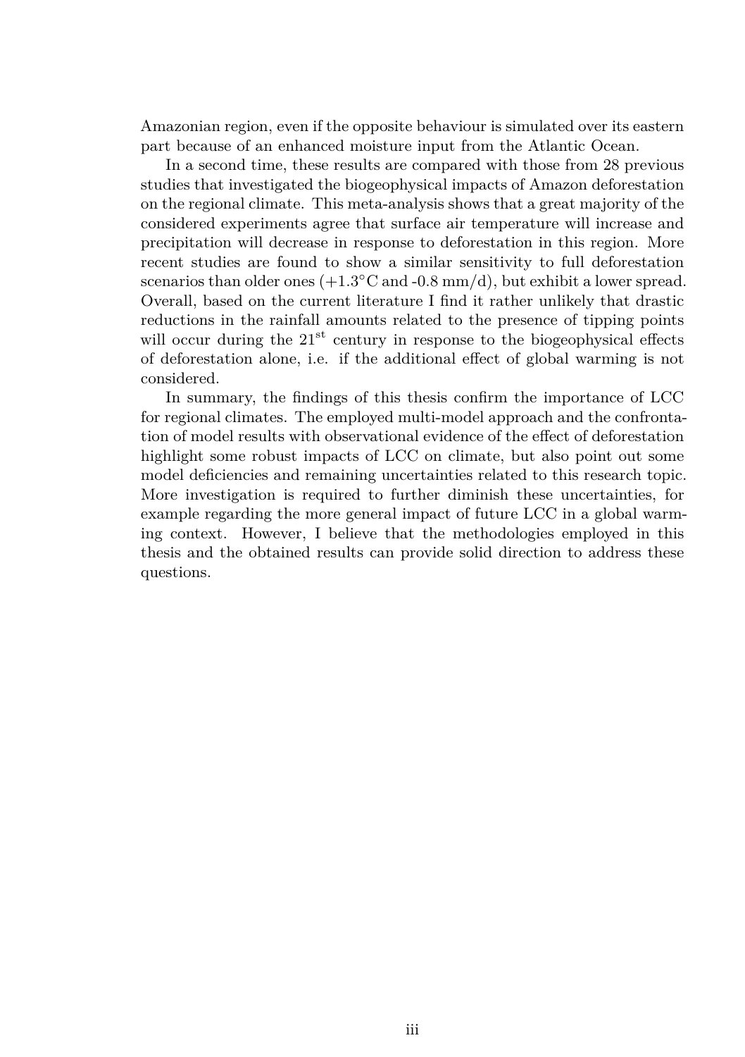Amazonian region, even if the opposite behaviour is simulated over its eastern part because of an enhanced moisture input from the Atlantic Ocean.

In a second time, these results are compared with those from 28 previous studies that investigated the biogeophysical impacts of Amazon deforestation on the regional climate. This meta-analysis shows that a great majority of the considered experiments agree that surface air temperature will increase and precipitation will decrease in response to deforestation in this region. More recent studies are found to show a similar sensitivity to full deforestation scenarios than older ones (+1.3°C and -0.8 mm/d), but exhibit a lower spread. Overall, based on the current literature I find it rather unlikely that drastic reductions in the rainfall amounts related to the presence of tipping points will occur during the 21$^{st}$ century in response to the biogeophysical effects of deforestation alone, i.e. if the additional effect of global warming is not considered.

In summary, the findings of this thesis confirm the importance of LCC for regional climates. The employed multi-model approach and the confrontation of model results with observational evidence of the effect of deforestation highlight some robust impacts of LCC on climate, but also point out some model deficiencies and remaining uncertainties related to this research topic. More investigation is required to further diminish these uncertainties, for example regarding the more general impact of future LCC in a global warming context. However, I believe that the methodologies employed in this thesis and the obtained results can provide solid direction to address these questions.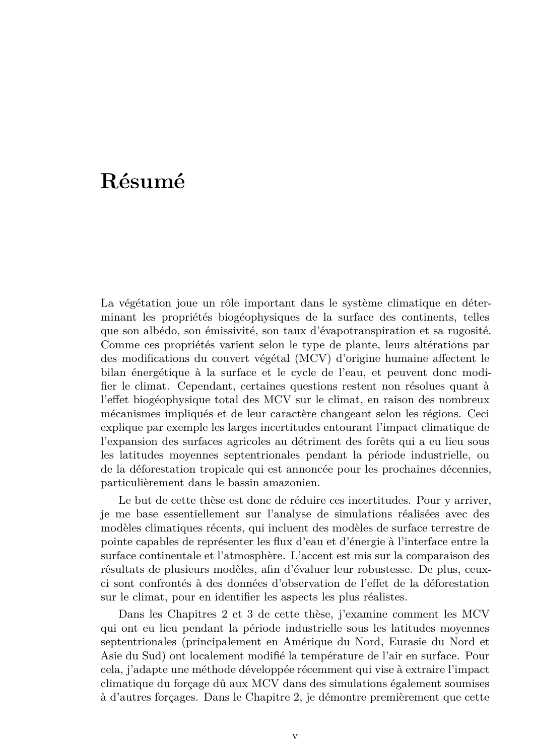# Résumé

La végétation joue un rôle important dans le système climatique en déterminant les propriétés biogéophysiques de la surface des continents, telles que son albédo, son émissivité, son taux d'évapotranspiration et sa rugosité. Comme ces propriétés varient selon le type de plante, leurs altérations par des modifications du couvert végétal (MCV) d'origine humaine affectent le bilan énergétique à la surface et le cycle de l'eau, et peuvent donc modifier le climat. Cependant, certaines questions restent non résolues quant à l'effet biogéophysique total des MCV sur le climat, en raison des nombreux mécanismes impliqués et de leur caractère changeant selon les régions. Ceci explique par exemple les larges incertitudes entourant l'impact climatique de l'expansion des surfaces agricoles au détriment des forêts qui a eu lieu sous les latitudes moyennes septentrionales pendant la période industrielle, ou de la déforestation tropicale qui est annoncée pour les prochaines décennies, particulièrement dans le bassin amazonien.

Le but de cette thèse est donc de réduire ces incertitudes. Pour y arriver, je me base essentiellement sur l'analyse de simulations réalisées avec des modèles climatiques récents, qui incluent des modèles de surface terrestre de pointe capables de représenter les flux d'eau et d'énergie à l'interface entre la surface continentale et l'atmosphère. L'accent est mis sur la comparaison des résultats de plusieurs modèles, afin d'évaluer leur robustesse. De plus, ceux-ci sont confrontés à des données d'observation de l'effet de la déforestation sur le climat, pour en identifier les aspects les plus réalistes.

Dans les Chapitres 2 et 3 de cette thèse, j'examine comment les MCV qui ont eu lieu pendant la période industrielle sous les latitudes moyennes septentrionales (principalement en Amérique du Nord, Eurasie du Nord et Asie du Sud) ont localement modifié la température de l'air en surface. Pour cela, j'adapte une méthode développée récemment qui vise à extraire l'impact climatique du forçage dû aux MCV dans des simulations également soumises à d'autres forçages. Dans le Chapitre 2, je démontre premièrement que cette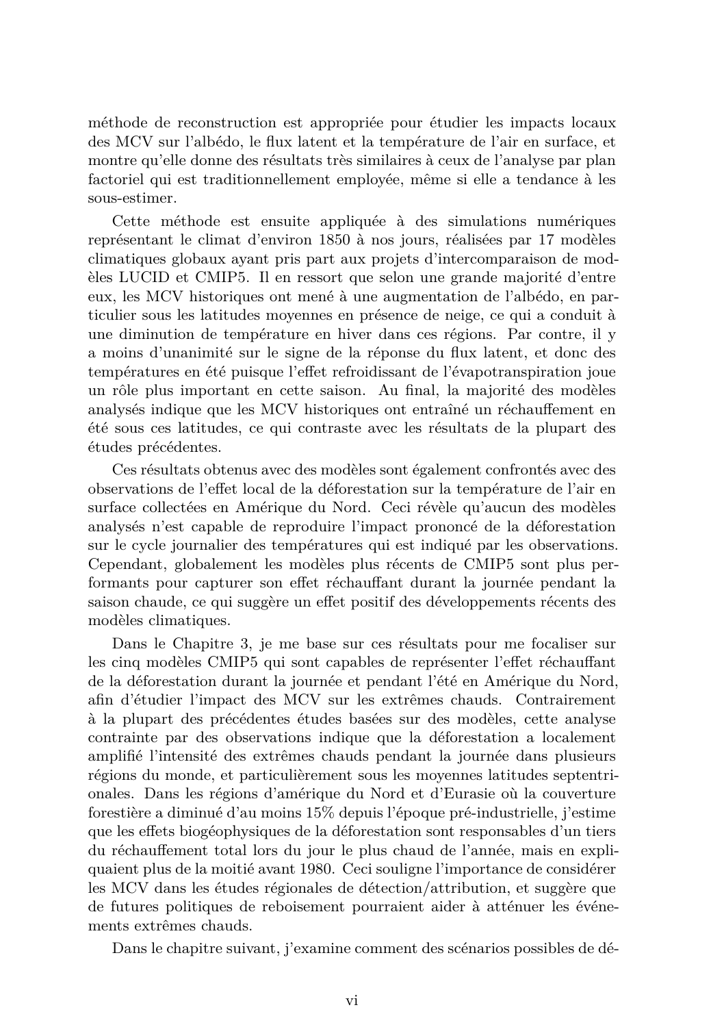méthode de reconstruction est appropriée pour étudier les impacts locaux des MCV sur l'albédo, le flux latent et la température de l'air en surface, et montre qu'elle donne des résultats très similaires à ceux de l'analyse par plan factoriel qui est traditionnellement employée, même si elle a tendance à les sous-estimer.

Cette méthode est ensuite appliquée à des simulations numériques représentant le climat d'environ 1850 à nos jours, réalisées par 17 modèles climatiques globaux ayant pris part aux projets d'intercomparaison de modèles LUCID et CMIP5. Il en ressort que selon une grande majorité d'entre eux, les MCV historiques ont mené à une augmentation de l'albédo, en particulier sous les latitudes moyennes en présence de neige, ce qui a conduit à une diminution de température en hiver dans ces régions. Par contre, il y a moins d'unanimité sur le signe de la réponse du flux latent, et donc des températures en été puisque l'effet refroidissant de l'évapotranspiration joue un rôle plus important en cette saison. Au final, la majorité des modèles analysés indique que les MCV historiques ont entraîné un réchauffement en été sous ces latitudes, ce qui contraste avec les résultats de la plupart des études précédentes.

Ces résultats obtenus avec des modèles sont également confrontés avec des observations de l'effet local de la déforestation sur la température de l'air en surface collectées en Amérique du Nord. Ceci révèle qu'aucun des modèles analysés n'est capable de reproduire l'impact prononcé de la déforestation sur le cycle journalier des températures qui est indiqué par les observations. Cependant, globalement les modèles plus récents de CMIP5 sont plus performants pour capturer son effet réchauffant durant la journée pendant la saison chaude, ce qui suggère un effet positif des développements récents des modèles climatiques.

Dans le Chapitre 3, je me base sur ces résultats pour me focaliser sur les cinq modèles CMIP5 qui sont capables de représenter l'effet réchauffant de la déforestation durant la journée et pendant l'été en Amérique du Nord, afin d'étudier l'impact des MCV sur les extrêmes chauds. Contrairement à la plupart des précédentes études basées sur des modèles, cette analyse contrainte par des observations indique que la déforestation a localement amplifié l'intensité des extrêmes chauds pendant la journée dans plusieurs régions du monde, et particulièrement sous les moyennes latitudes septentrionales. Dans les régions d'amérique du Nord et d'Eurasie où la couverture forestière a diminué d'au moins 15% depuis l'époque pré-industrielle, j'estime que les effets biogéophysiques de la déforestation sont responsables d'un tiers du réchauffement total lors du jour le plus chaud de l'année, mais en expliquaient plus de la moitié avant 1980. Ceci souligne l'importance de considérer les MCV dans les études régionales de détection/attribution, et suggère que de futures politiques de reboisement pourraient aider à atténuer les événements extrêmes chauds.

Dans le chapitre suivant, j'examine comment des scénarios possibles de dé-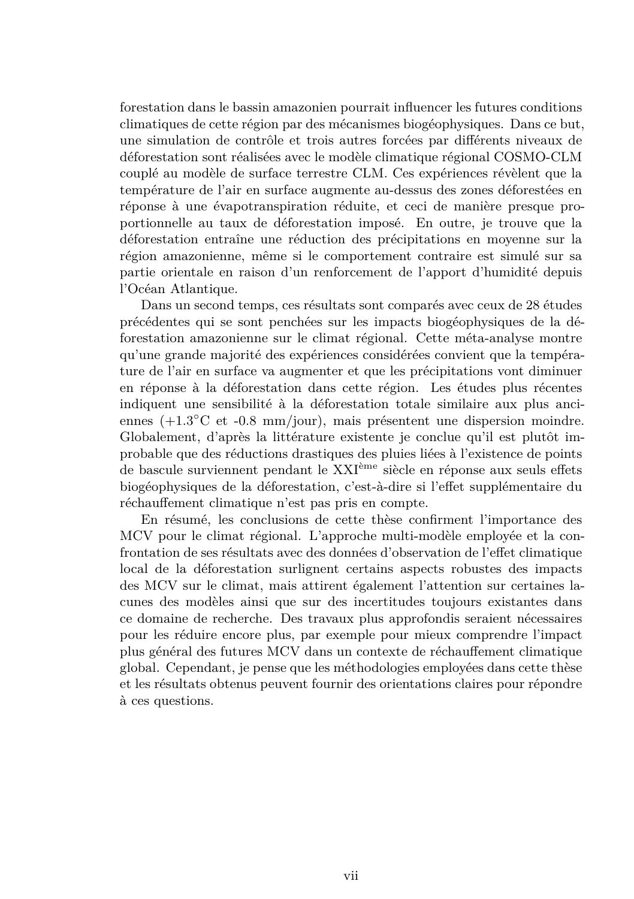forestation dans le bassin amazonien pourrait influencer les futures conditions climatiques de cette région par des mécanismes biogéophysiques. Dans ce but, une simulation de contrôle et trois autres forcées par différents niveaux de déforestation sont réalisées avec le modèle climatique régional COSMO-CLM couplé au modèle de surface terrestre CLM. Ces expériences révèlent que la température de l'air en surface augmente au-dessus des zones déforestées en réponse à une évapotranspiration réduite, et ceci de manière presque proportionnelle au taux de déforestation imposé. En outre, je trouve que la déforestation entraîne une réduction des précipitations en moyenne sur la région amazonienne, même si le comportement contraire est simulé sur sa partie orientale en raison d'un renforcement de l'apport d'humidité depuis l'Océan Atlantique.

Dans un second temps, ces résultats sont comparés avec ceux de 28 études précédentes qui se sont penchées sur les impacts biogéophysiques de la déforestation amazonienne sur le climat régional. Cette méta-analyse montre qu'une grande majorité des expériences considérées convient que la température de l'air en surface va augmenter et que les précipitations vont diminuer en réponse à la déforestation dans cette région. Les études plus récentes indiquent une sensibilité à la déforestation totale similaire aux plus anciennes (+1.3°C et -0.8 mm/jour), mais présentent une dispersion moindre. Globalement, d'après la littérature existente je conclue qu'il est plutôt improbable que des réductions drastiques des pluies liées à l'existence de points de bascule surviennent pendant le XXI$^{\text{ème}}$ siècle en réponse aux seuls effets biogéophysiques de la déforestation, c'est-à-dire si l'effet supplémentaire du réchauffement climatique n'est pas pris en compte.

En résumé, les conclusions de cette thèse confirment l'importance des MCV pour le climat régional. L'approche multi-modèle employée et la confrontation de ses résultats avec des données d'observation de l'effet climatique local de la déforestation surlignent certains aspects robustes des impacts des MCV sur le climat, mais attirent également l'attention sur certaines lacunes des modèles ainsi que sur des incertitudes toujours existantes dans ce domaine de recherche. Des travaux plus approfondis seraient nécessaires pour les réduire encore plus, par exemple pour mieux comprendre l'impact plus général des futures MCV dans un contexte de réchauffement climatique global. Cependant, je pense que les méthodologies employées dans cette thèse et les résultats obtenus peuvent fournir des orientations claires pour répondre à ces questions.